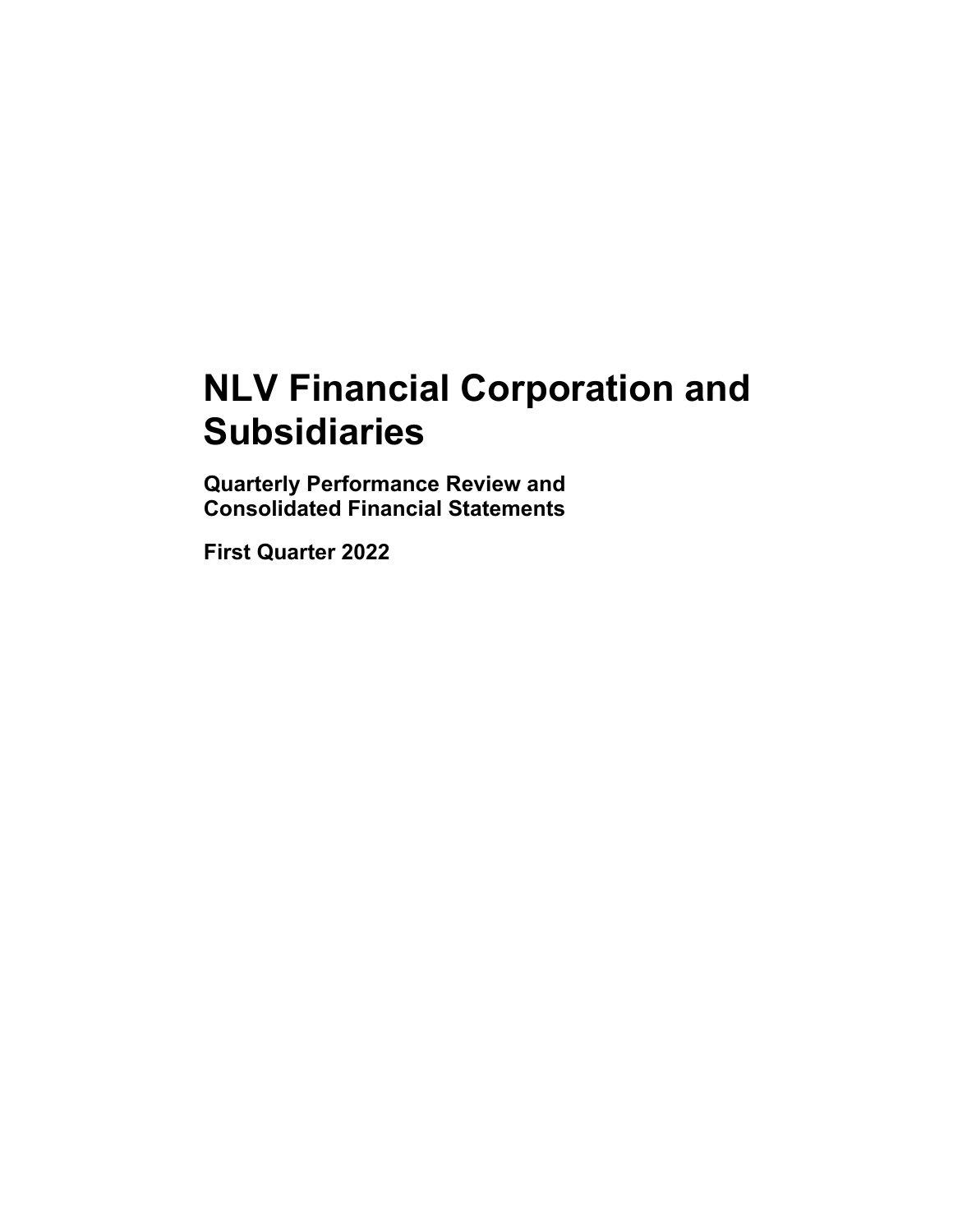# NLV Financial Corporation and Subsidiaries

## Quarterly Performance Review and Consolidated Financial Statements

**First Quarter 2022**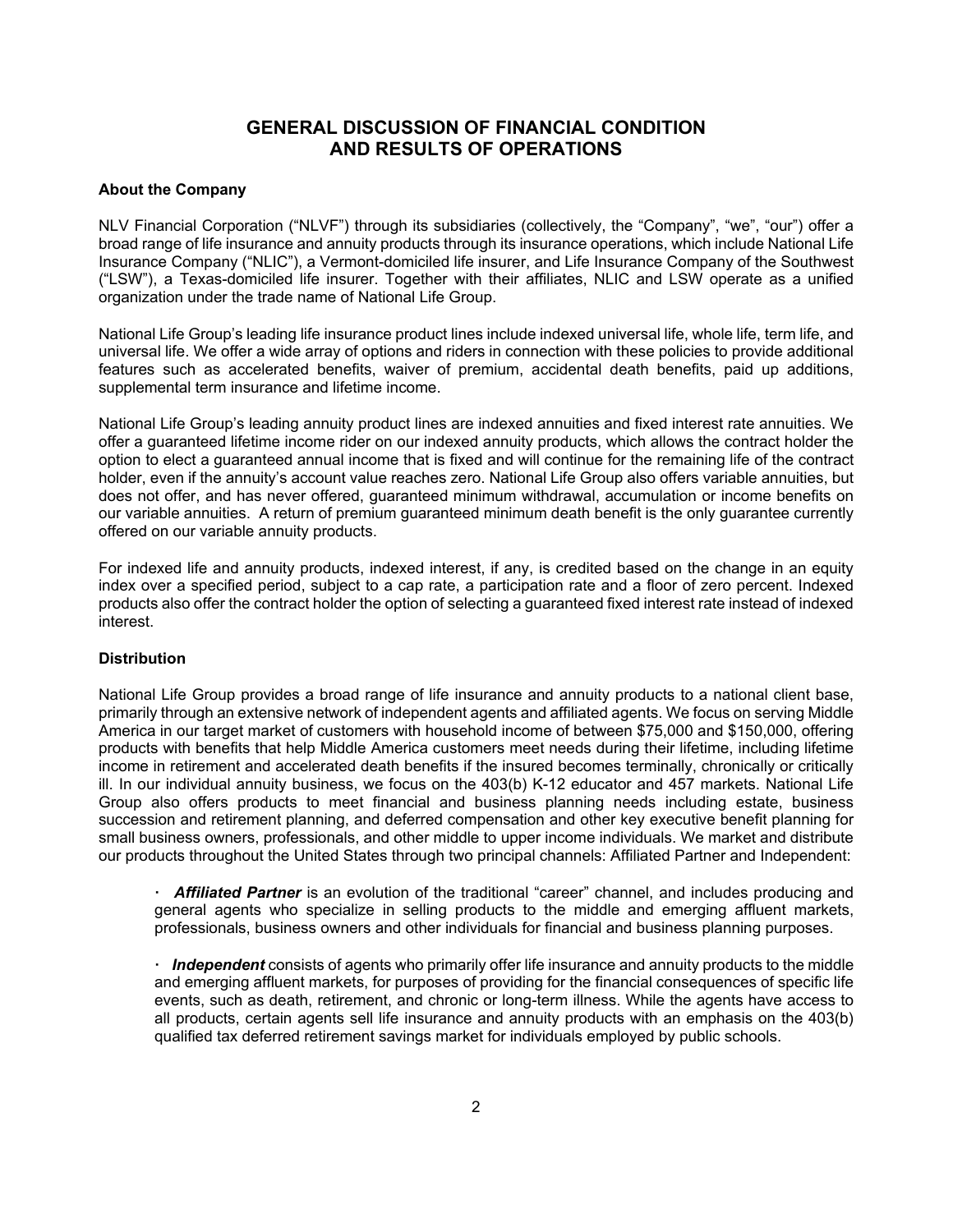# GENERAL DISCUSSION OF FINANCIAL CONDITION AND RESULTS OF OPERATIONS

## About the Company

NLV Financial Corporation ("NLVF") through its subsidiaries (collectively, the "Company", "we", "our") offer a broad range of life insurance and annuity products through its insurance operations, which include National Life Insurance Company ("NLIC"), a Vermont-domiciled life insurer, and Life Insurance Company of the Southwest ("LSW"), a Texas-domiciled life insurer. Together with their affiliates, NLIC and LSW operate as a unified organization under the trade name of National Life Group.

National Life Group's leading life insurance product lines include indexed universal life, whole life, term life, and universal life. We offer a wide array of options and riders in connection with these policies to provide additional features such as accelerated benefits, waiver of premium, accidental death benefits, paid up additions, supplemental term insurance and lifetime income.

National Life Group's leading annuity product lines are indexed annuities and fixed interest rate annuities. We offer a guaranteed lifetime income rider on our indexed annuity products, which allows the contract holder the option to elect a guaranteed annual income that is fixed and will continue for the remaining life of the contract holder, even if the annuity's account value reaches zero. National Life Group also offers variable annuities, but does not offer, and has never offered, guaranteed minimum withdrawal, accumulation or income benefits on our variable annuities. A return of premium guaranteed minimum death benefit is the only guarantee currently offered on our variable annuity products.

For indexed life and annuity products, indexed interest, if any, is credited based on the change in an equity index over a specified period, subject to a cap rate, a participation rate and a floor of zero percent. Indexed products also offer the contract holder the option of selecting a guaranteed fixed interest rate instead of indexed interest.

## Distribution

National Life Group provides a broad range of life insurance and annuity products to a national client base, primarily through an extensive network of independent agents and affiliated agents. We focus on serving Middle America in our target market of customers with household income of between $75,000 and $150,000, offering products with benefits that help Middle America customers meet needs during their lifetime, including lifetime income in retirement and accelerated death benefits if the insured becomes terminally, chronically or critically ill. In our individual annuity business, we focus on the 403(b) K-12 educator and 457 markets. National Life Group also offers products to meet financial and business planning needs including estate, business succession and retirement planning, and deferred compensation and other key executive benefit planning for small business owners, professionals, and other middle to upper income individuals. We market and distribute our products throughout the United States through two principal channels: Affiliated Partner and Independent:

- ***Affiliated Partner*** is an evolution of the traditional "career" channel, and includes producing and general agents who specialize in selling products to the middle and emerging affluent markets, professionals, business owners and other individuals for financial and business planning purposes.

- ***Independent*** consists of agents who primarily offer life insurance and annuity products to the middle and emerging affluent markets, for purposes of providing for the financial consequences of specific life events, such as death, retirement, and chronic or long-term illness. While the agents have access to all products, certain agents sell life insurance and annuity products with an emphasis on the 403(b) qualified tax deferred retirement savings market for individuals employed by public schools.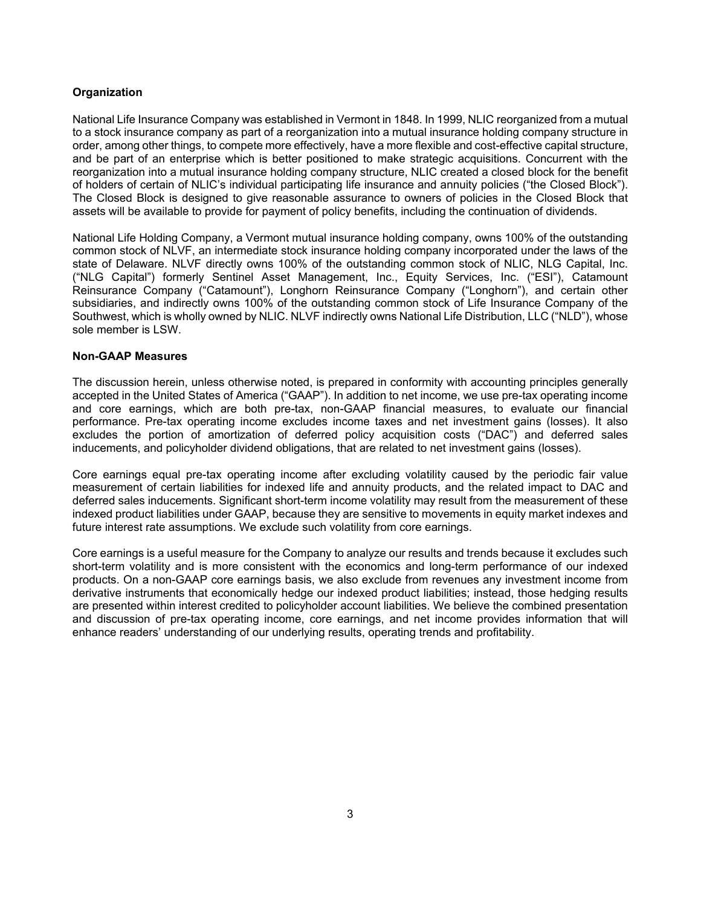## Organization

National Life Insurance Company was established in Vermont in 1848. In 1999, NLIC reorganized from a mutual to a stock insurance company as part of a reorganization into a mutual insurance holding company structure in order, among other things, to compete more effectively, have a more flexible and cost-effective capital structure, and be part of an enterprise which is better positioned to make strategic acquisitions. Concurrent with the reorganization into a mutual insurance holding company structure, NLIC created a closed block for the benefit of holders of certain of NLIC's individual participating life insurance and annuity policies ("the Closed Block"). The Closed Block is designed to give reasonable assurance to owners of policies in the Closed Block that assets will be available to provide for payment of policy benefits, including the continuation of dividends.

National Life Holding Company, a Vermont mutual insurance holding company, owns 100% of the outstanding common stock of NLVF, an intermediate stock insurance holding company incorporated under the laws of the state of Delaware. NLVF directly owns 100% of the outstanding common stock of NLIC, NLG Capital, Inc. ("NLG Capital") formerly Sentinel Asset Management, Inc., Equity Services, Inc. ("ESI"), Catamount Reinsurance Company ("Catamount"), Longhorn Reinsurance Company ("Longhorn"), and certain other subsidiaries, and indirectly owns 100% of the outstanding common stock of Life Insurance Company of the Southwest, which is wholly owned by NLIC. NLVF indirectly owns National Life Distribution, LLC ("NLD"), whose sole member is LSW.

## Non-GAAP Measures

The discussion herein, unless otherwise noted, is prepared in conformity with accounting principles generally accepted in the United States of America ("GAAP"). In addition to net income, we use pre-tax operating income and core earnings, which are both pre-tax, non-GAAP financial measures, to evaluate our financial performance. Pre-tax operating income excludes income taxes and net investment gains (losses). It also excludes the portion of amortization of deferred policy acquisition costs ("DAC") and deferred sales inducements, and policyholder dividend obligations, that are related to net investment gains (losses).

Core earnings equal pre-tax operating income after excluding volatility caused by the periodic fair value measurement of certain liabilities for indexed life and annuity products, and the related impact to DAC and deferred sales inducements. Significant short-term income volatility may result from the measurement of these indexed product liabilities under GAAP, because they are sensitive to movements in equity market indexes and future interest rate assumptions. We exclude such volatility from core earnings.

Core earnings is a useful measure for the Company to analyze our results and trends because it excludes such short-term volatility and is more consistent with the economics and long-term performance of our indexed products. On a non-GAAP core earnings basis, we also exclude from revenues any investment income from derivative instruments that economically hedge our indexed product liabilities; instead, those hedging results are presented within interest credited to policyholder account liabilities. We believe the combined presentation and discussion of pre-tax operating income, core earnings, and net income provides information that will enhance readers' understanding of our underlying results, operating trends and profitability.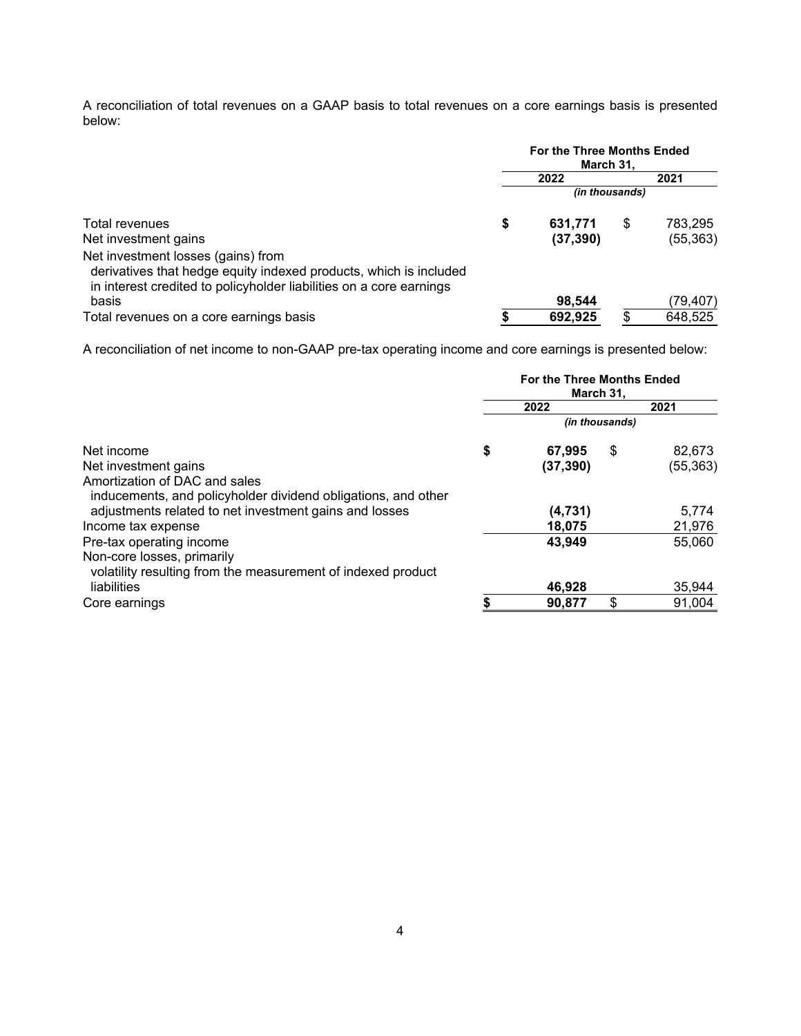A reconciliation of total revenues on a GAAP basis to total revenues on a core earnings basis is presented below:

| | For the Three Months Ended March 31, | |
|---|---|---|
| | 2022 | 2021 |
| | *(in thousands)* | |
| Total revenues | **$ 631,771** | $ 783,295 |
| Net investment gains | **(37,390)** | (55,363) |
| Net investment losses (gains) from derivatives that hedge equity indexed products, which is included in interest credited to policyholder liabilities on a core earnings basis | **98,544** | (79,407) |
| Total revenues on a core earnings basis | **$ 692,925** | $ 648,525 |

A reconciliation of net income to non-GAAP pre-tax operating income and core earnings is presented below:

| | For the Three Months Ended March 31, | |
|---|---|---|
| | 2022 | 2021 |
| | *(in thousands)* | |
| Net income | **$ 67,995** | $ 82,673 |
| Net investment gains | **(37,390)** | (55,363) |
| Amortization of DAC and sales inducements, and policyholder dividend obligations, and other adjustments related to net investment gains and losses | **(4,731)** | 5,774 |
| Income tax expense | **18,075** | 21,976 |
| Pre-tax operating income | **43,949** | 55,060 |
| Non-core losses, primarily volatility resulting from the measurement of indexed product liabilities | **46,928** | 35,944 |
| Core earnings | **$ 90,877** | $ 91,004 |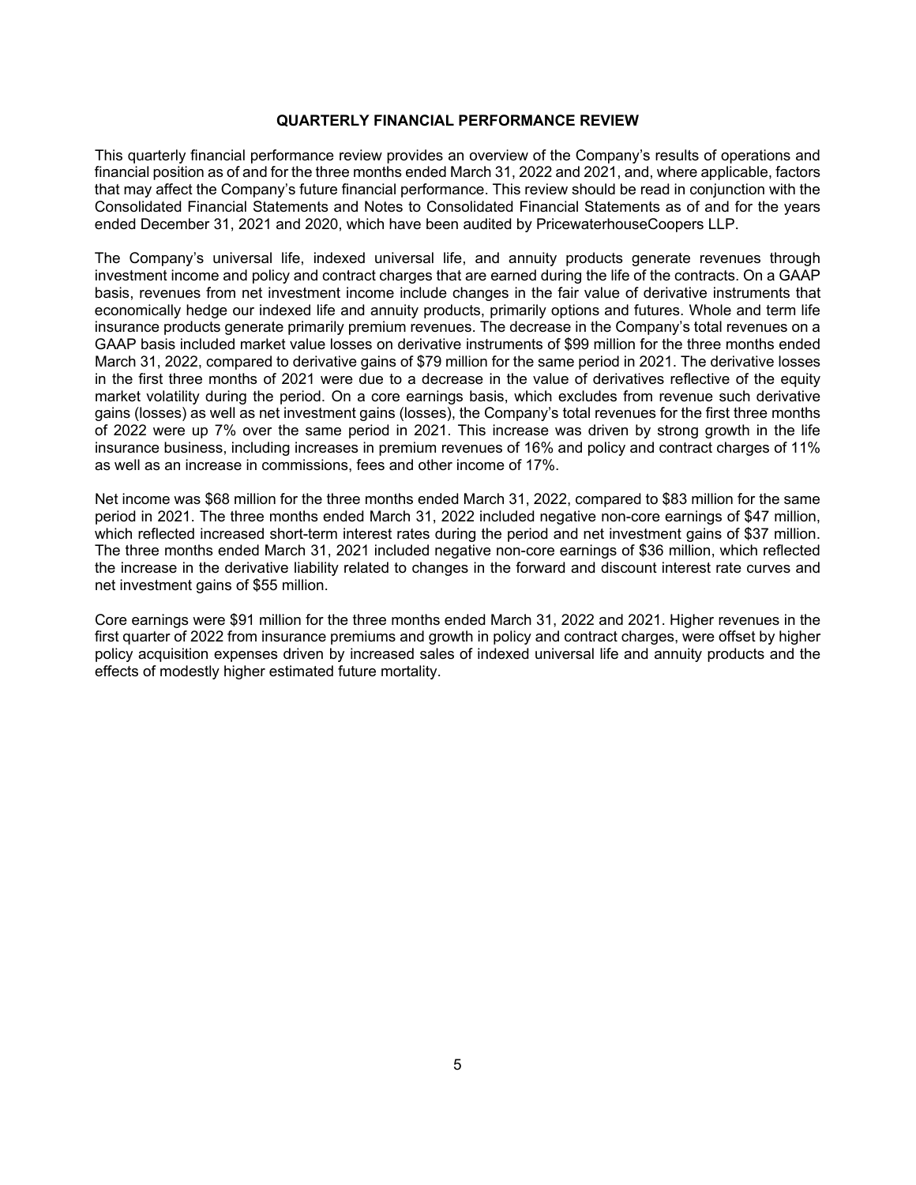## QUARTERLY FINANCIAL PERFORMANCE REVIEW

This quarterly financial performance review provides an overview of the Company's results of operations and financial position as of and for the three months ended March 31, 2022 and 2021, and, where applicable, factors that may affect the Company's future financial performance. This review should be read in conjunction with the Consolidated Financial Statements and Notes to Consolidated Financial Statements as of and for the years ended December 31, 2021 and 2020, which have been audited by PricewaterhouseCoopers LLP.

The Company's universal life, indexed universal life, and annuity products generate revenues through investment income and policy and contract charges that are earned during the life of the contracts. On a GAAP basis, revenues from net investment income include changes in the fair value of derivative instruments that economically hedge our indexed life and annuity products, primarily options and futures. Whole and term life insurance products generate primarily premium revenues. The decrease in the Company's total revenues on a GAAP basis included market value losses on derivative instruments of $99 million for the three months ended March 31, 2022, compared to derivative gains of $79 million for the same period in 2021. The derivative losses in the first three months of 2021 were due to a decrease in the value of derivatives reflective of the equity market volatility during the period. On a core earnings basis, which excludes from revenue such derivative gains (losses) as well as net investment gains (losses), the Company's total revenues for the first three months of 2022 were up 7% over the same period in 2021. This increase was driven by strong growth in the life insurance business, including increases in premium revenues of 16% and policy and contract charges of 11% as well as an increase in commissions, fees and other income of 17%.

Net income was $68 million for the three months ended March 31, 2022, compared to $83 million for the same period in 2021. The three months ended March 31, 2022 included negative non-core earnings of $47 million, which reflected increased short-term interest rates during the period and net investment gains of $37 million. The three months ended March 31, 2021 included negative non-core earnings of $36 million, which reflected the increase in the derivative liability related to changes in the forward and discount interest rate curves and net investment gains of $55 million.

Core earnings were $91 million for the three months ended March 31, 2022 and 2021. Higher revenues in the first quarter of 2022 from insurance premiums and growth in policy and contract charges, were offset by higher policy acquisition expenses driven by increased sales of indexed universal life and annuity products and the effects of modestly higher estimated future mortality.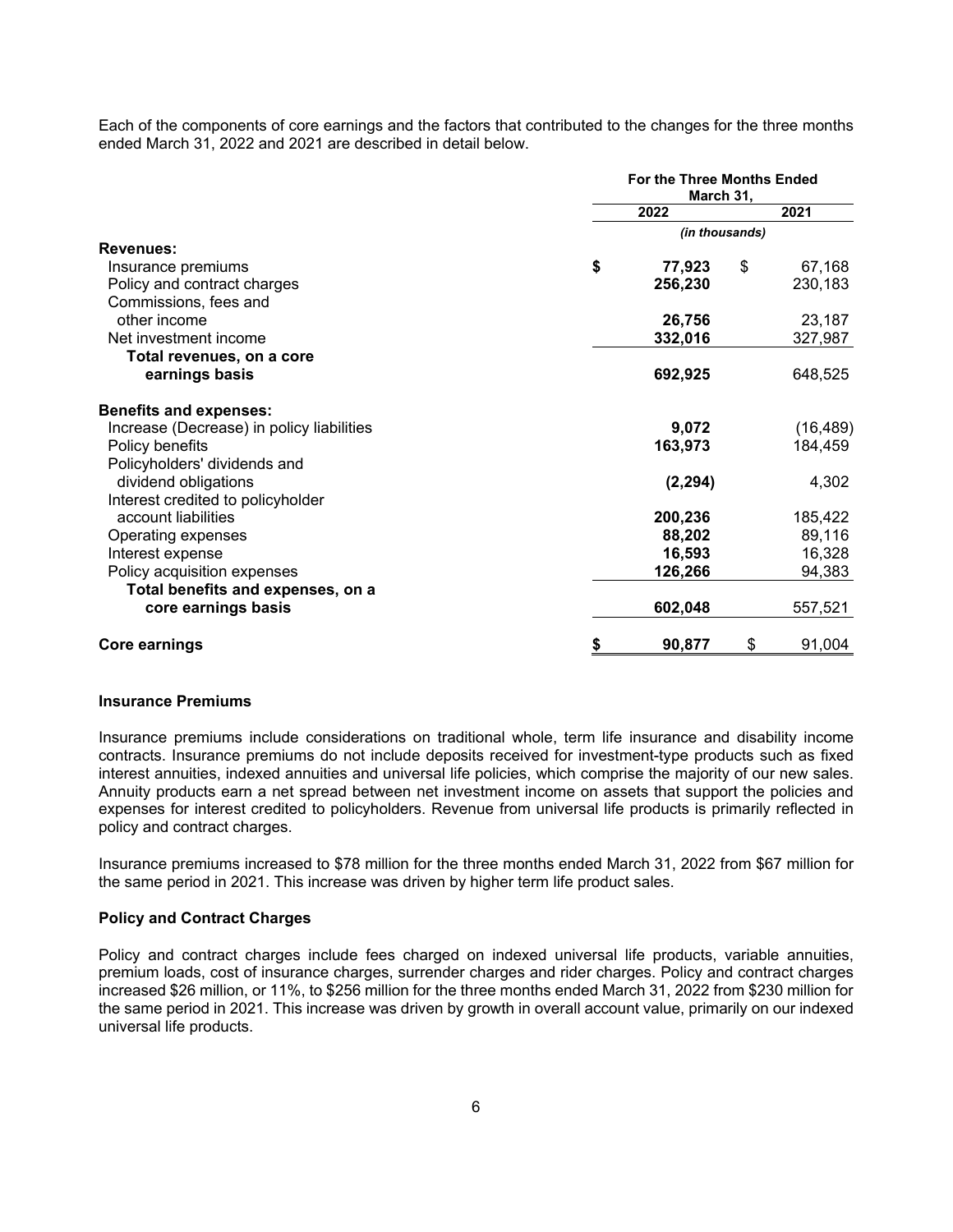Each of the components of core earnings and the factors that contributed to the changes for the three months ended March 31, 2022 and 2021 are described in detail below.

| | For the Three Months Ended March 31, | |
|---|---|---|
| | **2022** | **2021** |
| | *(in thousands)* | |
| **Revenues:** | | |
| Insurance premiums | **$ 77,923** | $ 67,168 |
| Policy and contract charges | **256,230** | 230,183 |
| Commissions, fees and other income | **26,756** | 23,187 |
| Net investment income | **332,016** | 327,987 |
| **Total revenues, on a core earnings basis** | **692,925** | 648,525 |
| **Benefits and expenses:** | | |
| Increase (Decrease) in policy liabilities | **9,072** | (16,489) |
| Policy benefits | **163,973** | 184,459 |
| Policyholders' dividends and dividend obligations | **(2,294)** | 4,302 |
| Interest credited to policyholder account liabilities | **200,236** | 185,422 |
| Operating expenses | **88,202** | 89,116 |
| Interest expense | **16,593** | 16,328 |
| Policy acquisition expenses | **126,266** | 94,383 |
| **Total benefits and expenses, on a core earnings basis** | **602,048** | 557,521 |
| **Core earnings** | **$ 90,877** | $ 91,004 |

### Insurance Premiums

Insurance premiums include considerations on traditional whole, term life insurance and disability income contracts. Insurance premiums do not include deposits received for investment-type products such as fixed interest annuities, indexed annuities and universal life policies, which comprise the majority of our new sales. Annuity products earn a net spread between net investment income on assets that support the policies and expenses for interest credited to policyholders. Revenue from universal life products is primarily reflected in policy and contract charges.

Insurance premiums increased to $78 million for the three months ended March 31, 2022 from $67 million for the same period in 2021. This increase was driven by higher term life product sales.

### Policy and Contract Charges

Policy and contract charges include fees charged on indexed universal life products, variable annuities, premium loads, cost of insurance charges, surrender charges and rider charges. Policy and contract charges increased $26 million, or 11%, to $256 million for the three months ended March 31, 2022 from $230 million for the same period in 2021. This increase was driven by growth in overall account value, primarily on our indexed universal life products.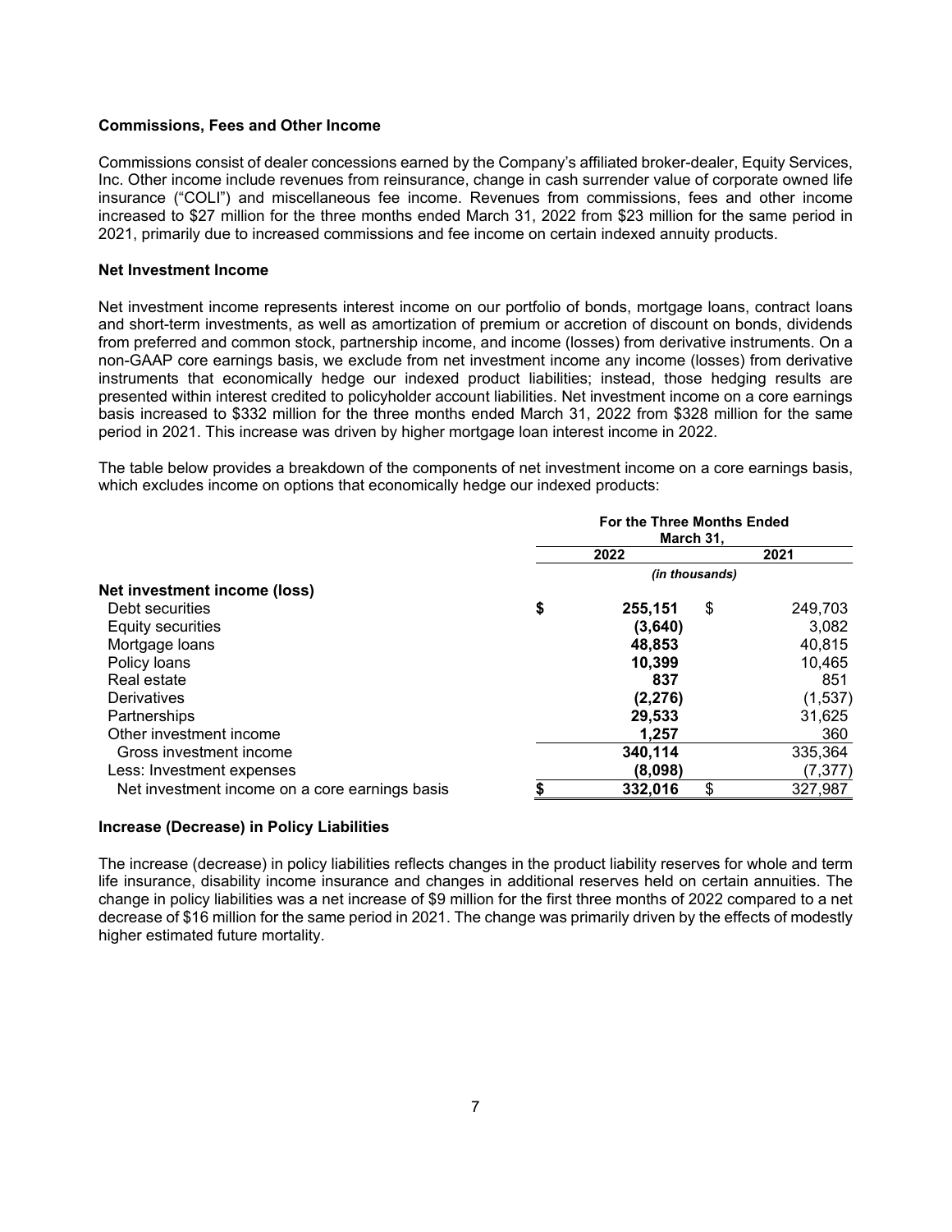### Commissions, Fees and Other Income

Commissions consist of dealer concessions earned by the Company's affiliated broker-dealer, Equity Services, Inc. Other income include revenues from reinsurance, change in cash surrender value of corporate owned life insurance ("COLI") and miscellaneous fee income. Revenues from commissions, fees and other income increased to $27 million for the three months ended March 31, 2022 from $23 million for the same period in 2021, primarily due to increased commissions and fee income on certain indexed annuity products.

### Net Investment Income

Net investment income represents interest income on our portfolio of bonds, mortgage loans, contract loans and short-term investments, as well as amortization of premium or accretion of discount on bonds, dividends from preferred and common stock, partnership income, and income (losses) from derivative instruments. On a non-GAAP core earnings basis, we exclude from net investment income any income (losses) from derivative instruments that economically hedge our indexed product liabilities; instead, those hedging results are presented within interest credited to policyholder account liabilities. Net investment income on a core earnings basis increased to $332 million for the three months ended March 31, 2022 from $328 million for the same period in 2021. This increase was driven by higher mortgage loan interest income in 2022.

The table below provides a breakdown of the components of net investment income on a core earnings basis, which excludes income on options that economically hedge our indexed products:

| | For the Three Months Ended March 31, | |
|---|---|---|
| | **2022** | **2021** |
| | *(in thousands)* | |
| **Net investment income (loss)** | | |
| Debt securities | **$ 255,151** | $ 249,703 |
| Equity securities | **(3,640)** | 3,082 |
| Mortgage loans | **48,853** | 40,815 |
| Policy loans | **10,399** | 10,465 |
| Real estate | **837** | 851 |
| Derivatives | **(2,276)** | (1,537) |
| Partnerships | **29,533** | 31,625 |
| Other investment income | **1,257** | 360 |
| Gross investment income | **340,114** | 335,364 |
| Less: Investment expenses | **(8,098)** | (7,377) |
| Net investment income on a core earnings basis | **$ 332,016** | $ 327,987 |

### Increase (Decrease) in Policy Liabilities

The increase (decrease) in policy liabilities reflects changes in the product liability reserves for whole and term life insurance, disability income insurance and changes in additional reserves held on certain annuities. The change in policy liabilities was a net increase of $9 million for the first three months of 2022 compared to a net decrease of $16 million for the same period in 2021. The change was primarily driven by the effects of modestly higher estimated future mortality.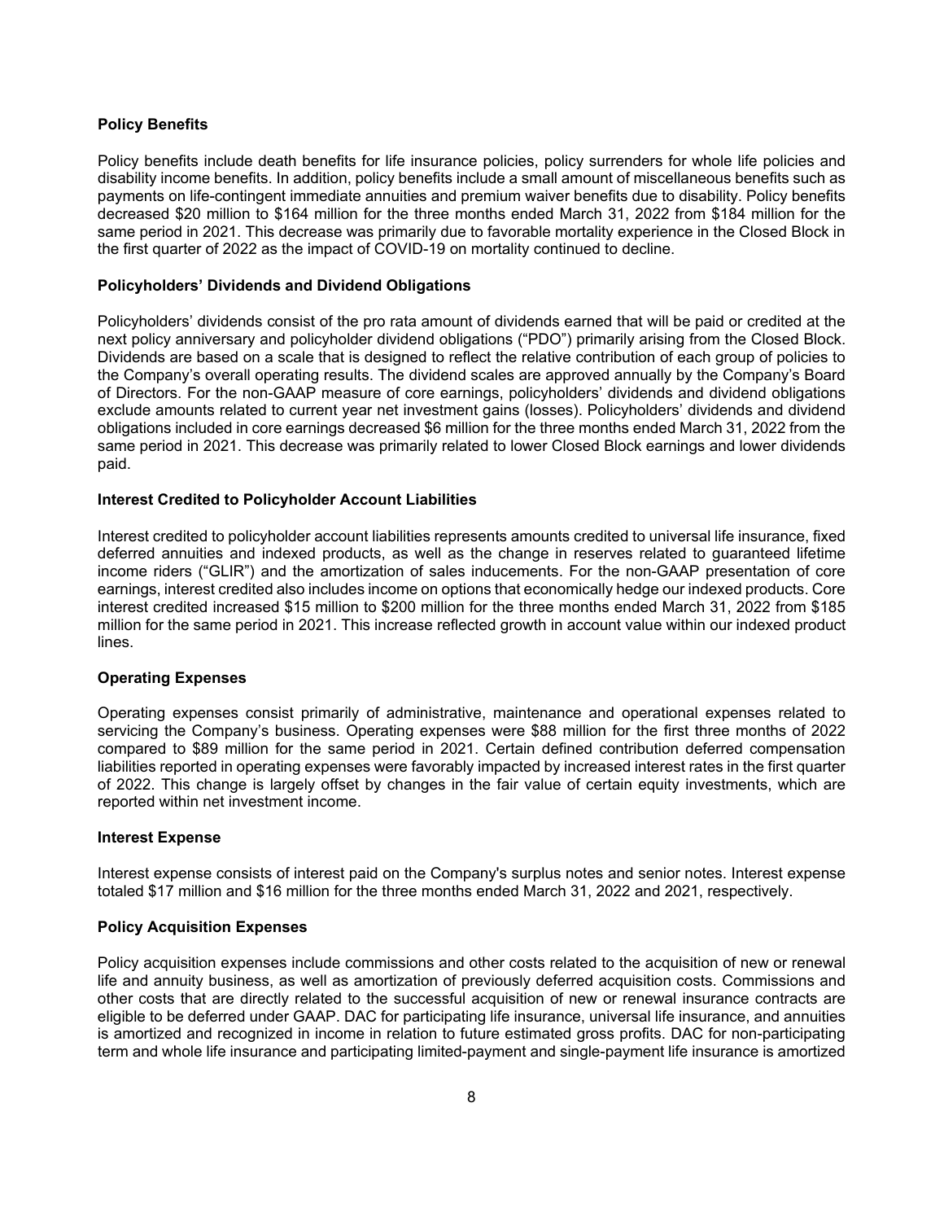**Policy Benefits**

Policy benefits include death benefits for life insurance policies, policy surrenders for whole life policies and disability income benefits. In addition, policy benefits include a small amount of miscellaneous benefits such as payments on life-contingent immediate annuities and premium waiver benefits due to disability. Policy benefits decreased $20 million to $164 million for the three months ended March 31, 2022 from $184 million for the same period in 2021. This decrease was primarily due to favorable mortality experience in the Closed Block in the first quarter of 2022 as the impact of COVID-19 on mortality continued to decline.

**Policyholders' Dividends and Dividend Obligations**

Policyholders' dividends consist of the pro rata amount of dividends earned that will be paid or credited at the next policy anniversary and policyholder dividend obligations ("PDO") primarily arising from the Closed Block. Dividends are based on a scale that is designed to reflect the relative contribution of each group of policies to the Company's overall operating results. The dividend scales are approved annually by the Company's Board of Directors. For the non-GAAP measure of core earnings, policyholders' dividends and dividend obligations exclude amounts related to current year net investment gains (losses). Policyholders' dividends and dividend obligations included in core earnings decreased $6 million for the three months ended March 31, 2022 from the same period in 2021. This decrease was primarily related to lower Closed Block earnings and lower dividends paid.

**Interest Credited to Policyholder Account Liabilities**

Interest credited to policyholder account liabilities represents amounts credited to universal life insurance, fixed deferred annuities and indexed products, as well as the change in reserves related to guaranteed lifetime income riders ("GLIR") and the amortization of sales inducements. For the non-GAAP presentation of core earnings, interest credited also includes income on options that economically hedge our indexed products. Core interest credited increased $15 million to $200 million for the three months ended March 31, 2022 from $185 million for the same period in 2021. This increase reflected growth in account value within our indexed product lines.

**Operating Expenses**

Operating expenses consist primarily of administrative, maintenance and operational expenses related to servicing the Company's business. Operating expenses were $88 million for the first three months of 2022 compared to $89 million for the same period in 2021. Certain defined contribution deferred compensation liabilities reported in operating expenses were favorably impacted by increased interest rates in the first quarter of 2022. This change is largely offset by changes in the fair value of certain equity investments, which are reported within net investment income.

**Interest Expense**

Interest expense consists of interest paid on the Company's surplus notes and senior notes. Interest expense totaled $17 million and $16 million for the three months ended March 31, 2022 and 2021, respectively.

**Policy Acquisition Expenses**

Policy acquisition expenses include commissions and other costs related to the acquisition of new or renewal life and annuity business, as well as amortization of previously deferred acquisition costs. Commissions and other costs that are directly related to the successful acquisition of new or renewal insurance contracts are eligible to be deferred under GAAP. DAC for participating life insurance, universal life insurance, and annuities is amortized and recognized in income in relation to future estimated gross profits. DAC for non-participating term and whole life insurance and participating limited-payment and single-payment life insurance is amortized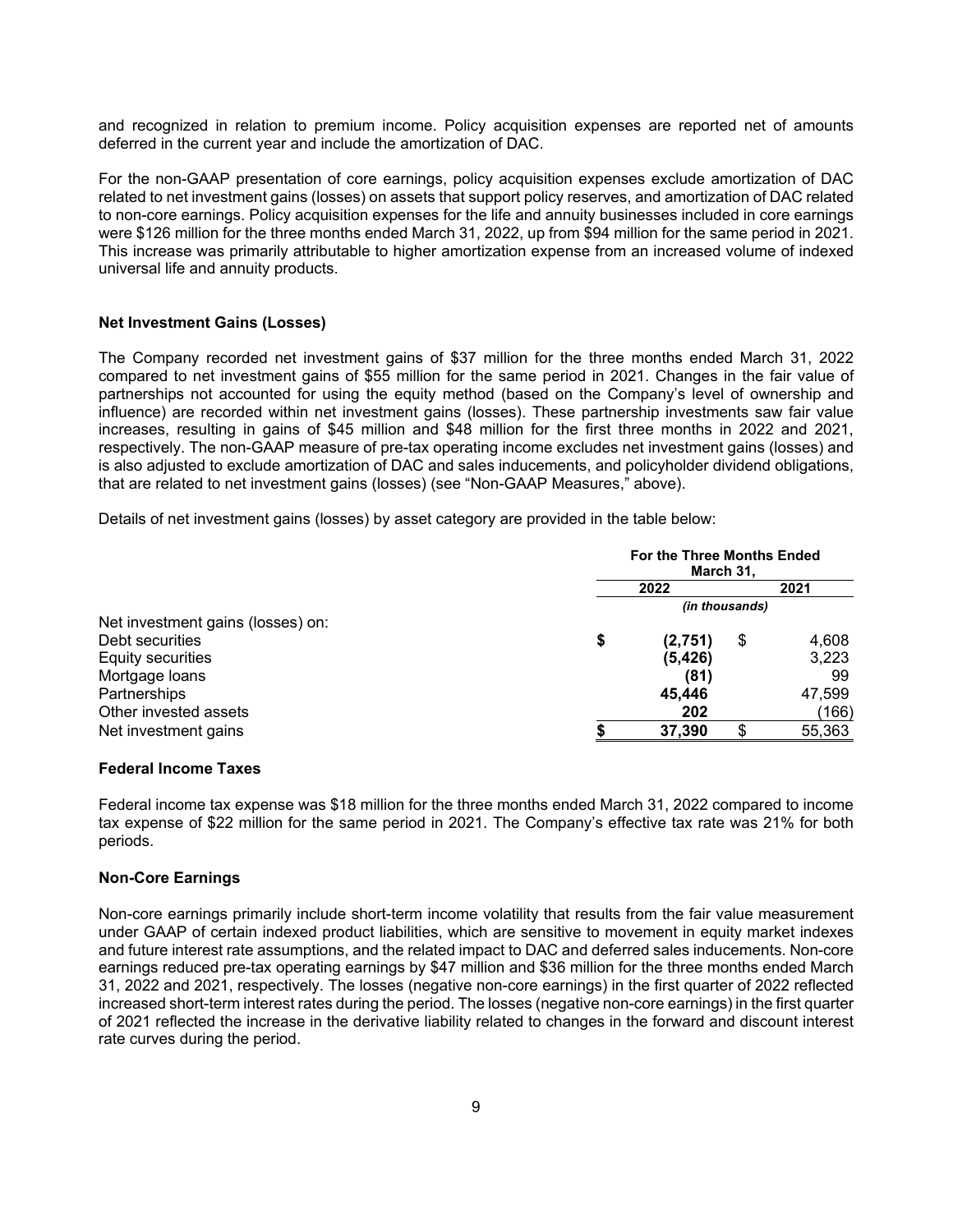and recognized in relation to premium income. Policy acquisition expenses are reported net of amounts deferred in the current year and include the amortization of DAC.

For the non-GAAP presentation of core earnings, policy acquisition expenses exclude amortization of DAC related to net investment gains (losses) on assets that support policy reserves, and amortization of DAC related to non-core earnings. Policy acquisition expenses for the life and annuity businesses included in core earnings were $126 million for the three months ended March 31, 2022, up from $94 million for the same period in 2021. This increase was primarily attributable to higher amortization expense from an increased volume of indexed universal life and annuity products.

### Net Investment Gains (Losses)

The Company recorded net investment gains of $37 million for the three months ended March 31, 2022 compared to net investment gains of $55 million for the same period in 2021. Changes in the fair value of partnerships not accounted for using the equity method (based on the Company's level of ownership and influence) are recorded within net investment gains (losses). These partnership investments saw fair value increases, resulting in gains of $45 million and $48 million for the first three months in 2022 and 2021, respectively. The non-GAAP measure of pre-tax operating income excludes net investment gains (losses) and is also adjusted to exclude amortization of DAC and sales inducements, and policyholder dividend obligations, that are related to net investment gains (losses) (see "Non-GAAP Measures," above).

Details of net investment gains (losses) by asset category are provided in the table below:

| | For the Three Months Ended March 31, | |
|---|---|---|
| | **2022** | **2021** |
| | *(in thousands)* | |
| Net investment gains (losses) on: | | |
| Debt securities | **$ (2,751)** | $ 4,608 |
| Equity securities | **(5,426)** | 3,223 |
| Mortgage loans | **(81)** | 99 |
| Partnerships | **45,446** | 47,599 |
| Other invested assets | **202** | (166) |
| Net investment gains | **$ 37,390** | $ 55,363 |

### Federal Income Taxes

Federal income tax expense was $18 million for the three months ended March 31, 2022 compared to income tax expense of $22 million for the same period in 2021. The Company's effective tax rate was 21% for both periods.

### Non-Core Earnings

Non-core earnings primarily include short-term income volatility that results from the fair value measurement under GAAP of certain indexed product liabilities, which are sensitive to movement in equity market indexes and future interest rate assumptions, and the related impact to DAC and deferred sales inducements. Non-core earnings reduced pre-tax operating earnings by $47 million and $36 million for the three months ended March 31, 2022 and 2021, respectively. The losses (negative non-core earnings) in the first quarter of 2022 reflected increased short-term interest rates during the period. The losses (negative non-core earnings) in the first quarter of 2021 reflected the increase in the derivative liability related to changes in the forward and discount interest rate curves during the period.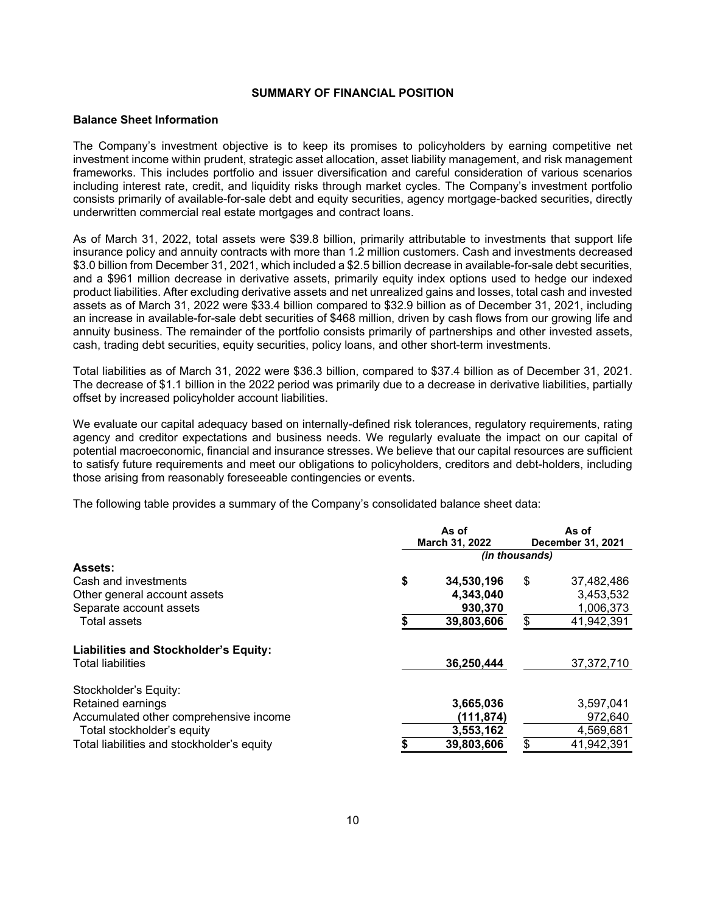## SUMMARY OF FINANCIAL POSITION

### Balance Sheet Information

The Company's investment objective is to keep its promises to policyholders by earning competitive net investment income within prudent, strategic asset allocation, asset liability management, and risk management frameworks. This includes portfolio and issuer diversification and careful consideration of various scenarios including interest rate, credit, and liquidity risks through market cycles. The Company's investment portfolio consists primarily of available-for-sale debt and equity securities, agency mortgage-backed securities, directly underwritten commercial real estate mortgages and contract loans.

As of March 31, 2022, total assets were $39.8 billion, primarily attributable to investments that support life insurance policy and annuity contracts with more than 1.2 million customers. Cash and investments decreased $3.0 billion from December 31, 2021, which included a $2.5 billion decrease in available-for-sale debt securities, and a $961 million decrease in derivative assets, primarily equity index options used to hedge our indexed product liabilities. After excluding derivative assets and net unrealized gains and losses, total cash and invested assets as of March 31, 2022 were $33.4 billion compared to $32.9 billion as of December 31, 2021, including an increase in available-for-sale debt securities of $468 million, driven by cash flows from our growing life and annuity business. The remainder of the portfolio consists primarily of partnerships and other invested assets, cash, trading debt securities, equity securities, policy loans, and other short-term investments.

Total liabilities as of March 31, 2022 were $36.3 billion, compared to $37.4 billion as of December 31, 2021. The decrease of $1.1 billion in the 2022 period was primarily due to a decrease in derivative liabilities, partially offset by increased policyholder account liabilities.

We evaluate our capital adequacy based on internally-defined risk tolerances, regulatory requirements, rating agency and creditor expectations and business needs. We regularly evaluate the impact on our capital of potential macroeconomic, financial and insurance stresses. We believe that our capital resources are sufficient to satisfy future requirements and meet our obligations to policyholders, creditors and debt-holders, including those arising from reasonably foreseeable contingencies or events.

The following table provides a summary of the Company's consolidated balance sheet data:

| | As of March 31, 2022 | As of December 31, 2021 |
|---|---|---|
| | *(in thousands)* | |
| **Assets:** | | |
| Cash and investments | **$ 34,530,196** | $ 37,482,486 |
| Other general account assets | **4,343,040** | 3,453,532 |
| Separate account assets | **930,370** | 1,006,373 |
| Total assets | **$ 39,803,606** | $ 41,942,391 |
| **Liabilities and Stockholder's Equity:** | | |
| Total liabilities | **36,250,444** | 37,372,710 |
| Stockholder's Equity: | | |
| Retained earnings | **3,665,036** | 3,597,041 |
| Accumulated other comprehensive income | **(111,874)** | 972,640 |
| Total stockholder's equity | **3,553,162** | 4,569,681 |
| Total liabilities and stockholder's equity | **$ 39,803,606** | $ 41,942,391 |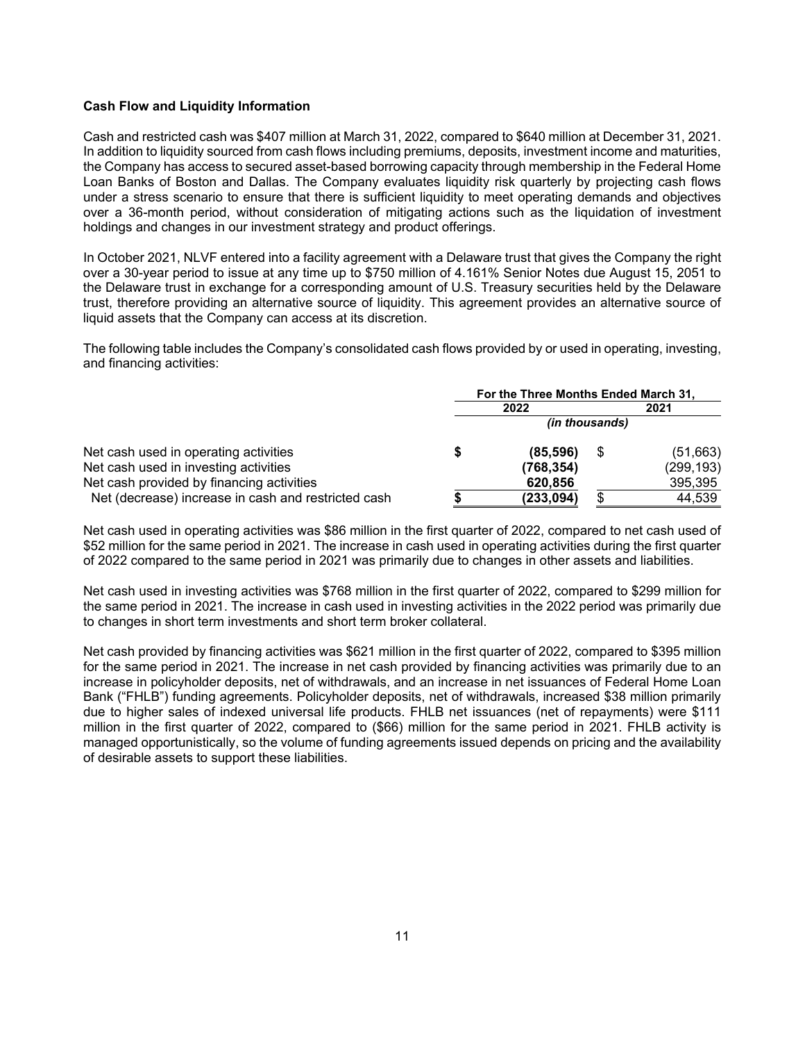**Cash Flow and Liquidity Information**

Cash and restricted cash was $407 million at March 31, 2022, compared to $640 million at December 31, 2021. In addition to liquidity sourced from cash flows including premiums, deposits, investment income and maturities, the Company has access to secured asset-based borrowing capacity through membership in the Federal Home Loan Banks of Boston and Dallas. The Company evaluates liquidity risk quarterly by projecting cash flows under a stress scenario to ensure that there is sufficient liquidity to meet operating demands and objectives over a 36-month period, without consideration of mitigating actions such as the liquidation of investment holdings and changes in our investment strategy and product offerings.

In October 2021, NLVF entered into a facility agreement with a Delaware trust that gives the Company the right over a 30-year period to issue at any time up to $750 million of 4.161% Senior Notes due August 15, 2051 to the Delaware trust in exchange for a corresponding amount of U.S. Treasury securities held by the Delaware trust, therefore providing an alternative source of liquidity. This agreement provides an alternative source of liquid assets that the Company can access at its discretion.

The following table includes the Company's consolidated cash flows provided by or used in operating, investing, and financing activities:

| | For the Three Months Ended March 31, | |
|---|---|---|
| | **2022** | **2021** |
| | *(in thousands)* | |
| Net cash used in operating activities | **$ (85,596)** | $ (51,663) |
| Net cash used in investing activities | **(768,354)** | (299,193) |
| Net cash provided by financing activities | **620,856** | 395,395 |
| Net (decrease) increase in cash and restricted cash | **$ (233,094)** | $ 44,539 |

Net cash used in operating activities was $86 million in the first quarter of 2022, compared to net cash used of $52 million for the same period in 2021. The increase in cash used in operating activities during the first quarter of 2022 compared to the same period in 2021 was primarily due to changes in other assets and liabilities.

Net cash used in investing activities was $768 million in the first quarter of 2022, compared to $299 million for the same period in 2021. The increase in cash used in investing activities in the 2022 period was primarily due to changes in short term investments and short term broker collateral.

Net cash provided by financing activities was $621 million in the first quarter of 2022, compared to $395 million for the same period in 2021. The increase in net cash provided by financing activities was primarily due to an increase in policyholder deposits, net of withdrawals, and an increase in net issuances of Federal Home Loan Bank ("FHLB") funding agreements. Policyholder deposits, net of withdrawals, increased $38 million primarily due to higher sales of indexed universal life products. FHLB net issuances (net of repayments) were $111 million in the first quarter of 2022, compared to ($66) million for the same period in 2021. FHLB activity is managed opportunistically, so the volume of funding agreements issued depends on pricing and the availability of desirable assets to support these liabilities.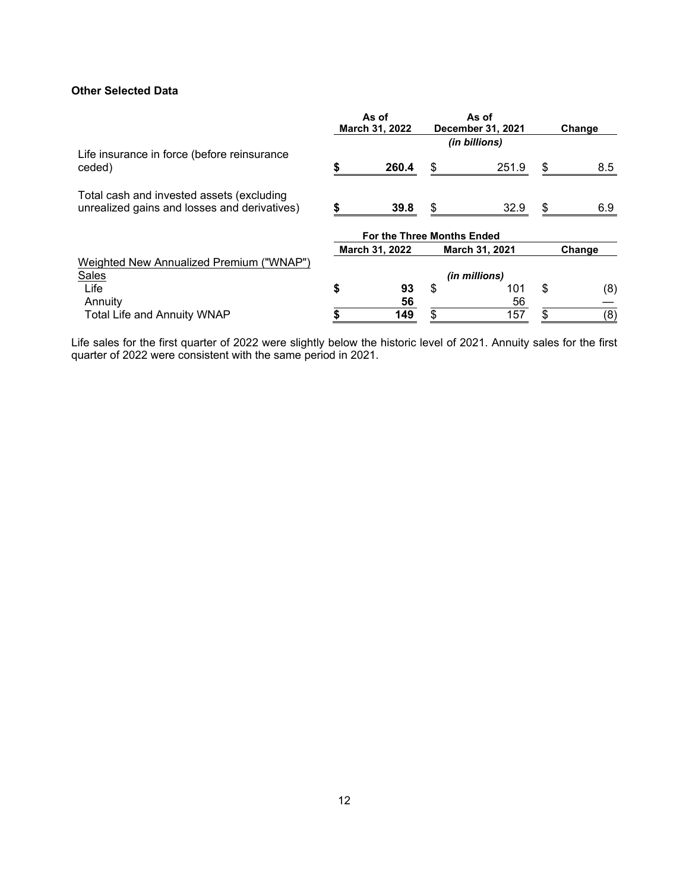**Other Selected Data**

| | As of March 31, 2022 | As of December 31, 2021 | Change |
|---|---|---|---|
| | | *(in billions)* | |
| Life insurance in force (before reinsurance ceded) | **$ 260.4** | $ 251.9 | $ 8.5 |
| Total cash and invested assets (excluding unrealized gains and losses and derivatives) | **$ 39.8** | $ 32.9 | $ 6.9 |

| | For the Three Months Ended | | |
|---|---|---|---|
| | March 31, 2022 | March 31, 2021 | Change |
| Weighted New Annualized Premium ("WNAP") Sales | | *(in millions)* | |
| Life | **$ 93** | $ 101 | $ (8) |
| Annuity | **56** | 56 | — |
| Total Life and Annuity WNAP | **$ 149** | $ 157 | $ (8) |

Life sales for the first quarter of 2022 were slightly below the historic level of 2021. Annuity sales for the first quarter of 2022 were consistent with the same period in 2021.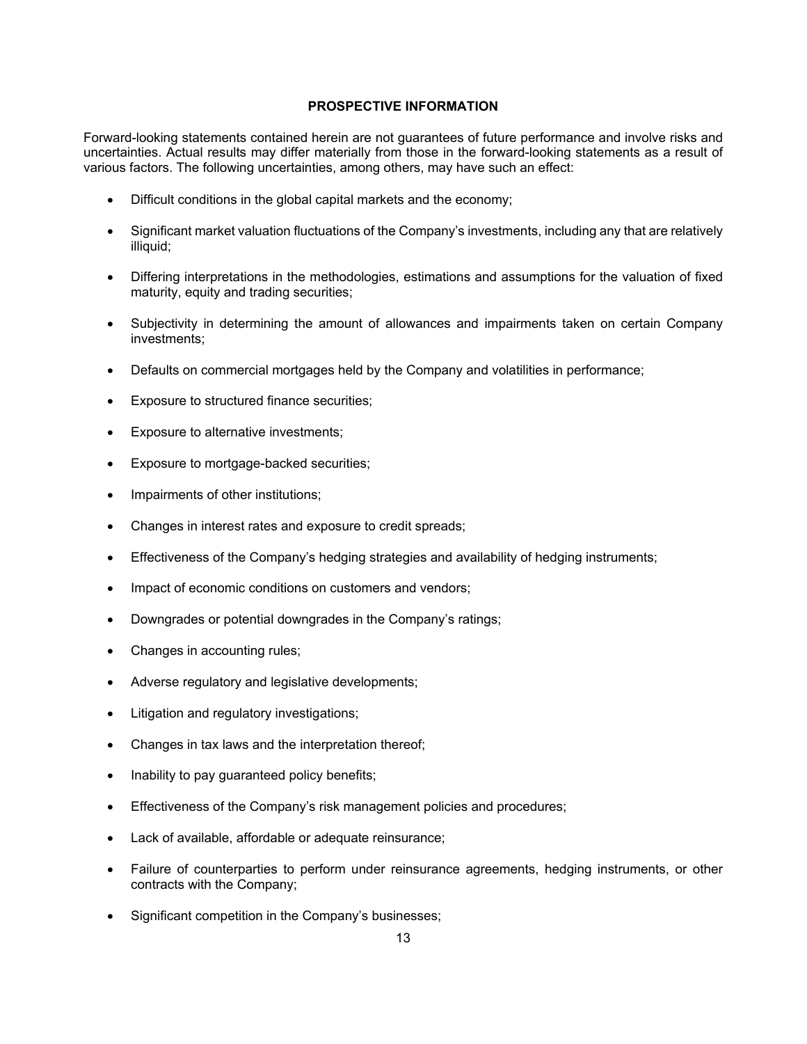## PROSPECTIVE INFORMATION

Forward-looking statements contained herein are not guarantees of future performance and involve risks and uncertainties. Actual results may differ materially from those in the forward-looking statements as a result of various factors. The following uncertainties, among others, may have such an effect:

- Difficult conditions in the global capital markets and the economy;
- Significant market valuation fluctuations of the Company's investments, including any that are relatively illiquid;
- Differing interpretations in the methodologies, estimations and assumptions for the valuation of fixed maturity, equity and trading securities;
- Subjectivity in determining the amount of allowances and impairments taken on certain Company investments;
- Defaults on commercial mortgages held by the Company and volatilities in performance;
- Exposure to structured finance securities;
- Exposure to alternative investments;
- Exposure to mortgage-backed securities;
- Impairments of other institutions;
- Changes in interest rates and exposure to credit spreads;
- Effectiveness of the Company's hedging strategies and availability of hedging instruments;
- Impact of economic conditions on customers and vendors;
- Downgrades or potential downgrades in the Company's ratings;
- Changes in accounting rules;
- Adverse regulatory and legislative developments;
- Litigation and regulatory investigations;
- Changes in tax laws and the interpretation thereof;
- Inability to pay guaranteed policy benefits;
- Effectiveness of the Company's risk management policies and procedures;
- Lack of available, affordable or adequate reinsurance;
- Failure of counterparties to perform under reinsurance agreements, hedging instruments, or other contracts with the Company;
- Significant competition in the Company's businesses;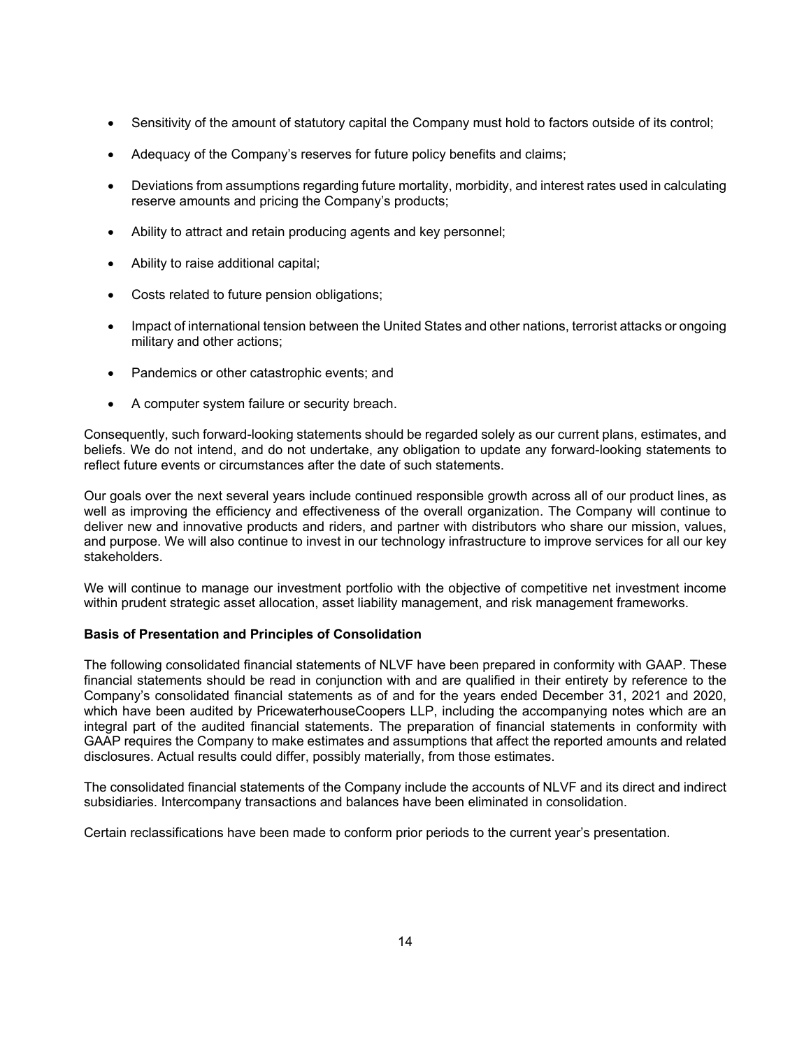- Sensitivity of the amount of statutory capital the Company must hold to factors outside of its control;
- Adequacy of the Company's reserves for future policy benefits and claims;
- Deviations from assumptions regarding future mortality, morbidity, and interest rates used in calculating reserve amounts and pricing the Company's products;
- Ability to attract and retain producing agents and key personnel;
- Ability to raise additional capital;
- Costs related to future pension obligations;
- Impact of international tension between the United States and other nations, terrorist attacks or ongoing military and other actions;
- Pandemics or other catastrophic events; and
- A computer system failure or security breach.

Consequently, such forward-looking statements should be regarded solely as our current plans, estimates, and beliefs. We do not intend, and do not undertake, any obligation to update any forward-looking statements to reflect future events or circumstances after the date of such statements.

Our goals over the next several years include continued responsible growth across all of our product lines, as well as improving the efficiency and effectiveness of the overall organization. The Company will continue to deliver new and innovative products and riders, and partner with distributors who share our mission, values, and purpose. We will also continue to invest in our technology infrastructure to improve services for all our key stakeholders.

We will continue to manage our investment portfolio with the objective of competitive net investment income within prudent strategic asset allocation, asset liability management, and risk management frameworks.

**Basis of Presentation and Principles of Consolidation**

The following consolidated financial statements of NLVF have been prepared in conformity with GAAP. These financial statements should be read in conjunction with and are qualified in their entirety by reference to the Company's consolidated financial statements as of and for the years ended December 31, 2021 and 2020, which have been audited by PricewaterhouseCoopers LLP, including the accompanying notes which are an integral part of the audited financial statements. The preparation of financial statements in conformity with GAAP requires the Company to make estimates and assumptions that affect the reported amounts and related disclosures. Actual results could differ, possibly materially, from those estimates.

The consolidated financial statements of the Company include the accounts of NLVF and its direct and indirect subsidiaries. Intercompany transactions and balances have been eliminated in consolidation.

Certain reclassifications have been made to conform prior periods to the current year's presentation.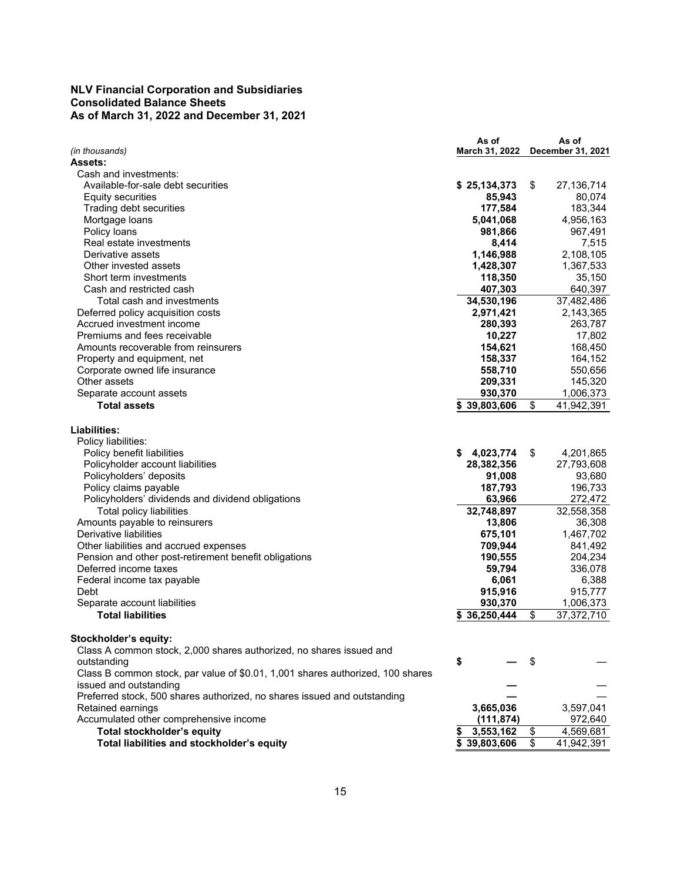**NLV Financial Corporation and Subsidiaries**
**Consolidated Balance Sheets**
**As of March 31, 2022 and December 31, 2021**

| *(in thousands)* | As of March 31, 2022 | As of December 31, 2021 |
|---|---|---|
| **Assets:** | | |
| Cash and investments: | | |
| Available-for-sale debt securities | **$ 25,134,373** | $ 27,136,714 |
| Equity securities | **85,943** | 80,074 |
| Trading debt securities | **177,584** | 183,344 |
| Mortgage loans | **5,041,068** | 4,956,163 |
| Policy loans | **981,866** | 967,491 |
| Real estate investments | **8,414** | 7,515 |
| Derivative assets | **1,146,988** | 2,108,105 |
| Other invested assets | **1,428,307** | 1,367,533 |
| Short term investments | **118,350** | 35,150 |
| Cash and restricted cash | **407,303** | 640,397 |
| Total cash and investments | **34,530,196** | 37,482,486 |
| Deferred policy acquisition costs | **2,971,421** | 2,143,365 |
| Accrued investment income | **280,393** | 263,787 |
| Premiums and fees receivable | **10,227** | 17,802 |
| Amounts recoverable from reinsurers | **154,621** | 168,450 |
| Property and equipment, net | **158,337** | 164,152 |
| Corporate owned life insurance | **558,710** | 550,656 |
| Other assets | **209,331** | 145,320 |
| Separate account assets | **930,370** | 1,006,373 |
| **Total assets** | **$ 39,803,606** | $ 41,942,391 |
| | | |
| **Liabilities:** | | |
| Policy liabilities: | | |
| Policy benefit liabilities | **$ 4,023,774** | $ 4,201,865 |
| Policyholder account liabilities | **28,382,356** | 27,793,608 |
| Policyholders' deposits | **91,008** | 93,680 |
| Policy claims payable | **187,793** | 196,733 |
| Policyholders' dividends and dividend obligations | **63,966** | 272,472 |
| Total policy liabilities | **32,748,897** | 32,558,358 |
| Amounts payable to reinsurers | **13,806** | 36,308 |
| Derivative liabilities | **675,101** | 1,467,702 |
| Other liabilities and accrued expenses | **709,944** | 841,492 |
| Pension and other post-retirement benefit obligations | **190,555** | 204,234 |
| Deferred income taxes | **59,794** | 336,078 |
| Federal income tax payable | **6,061** | 6,388 |
| Debt | **915,916** | 915,777 |
| Separate account liabilities | **930,370** | 1,006,373 |
| **Total liabilities** | **$ 36,250,444** | $ 37,372,710 |
| | | |
| **Stockholder's equity:** | | |
| Class A common stock, 2,000 shares authorized, no shares issued and outstanding | **$ —** | $ — |
| Class B common stock, par value of $0.01, 1,001 shares authorized, 100 shares issued and outstanding | **—** | — |
| Preferred stock, 500 shares authorized, no shares issued and outstanding | **—** | — |
| Retained earnings | **3,665,036** | 3,597,041 |
| Accumulated other comprehensive income | **(111,874)** | 972,640 |
| **Total stockholder's equity** | **$ 3,553,162** | $ 4,569,681 |
| **Total liabilities and stockholder's equity** | **$ 39,803,606** | $ 41,942,391 |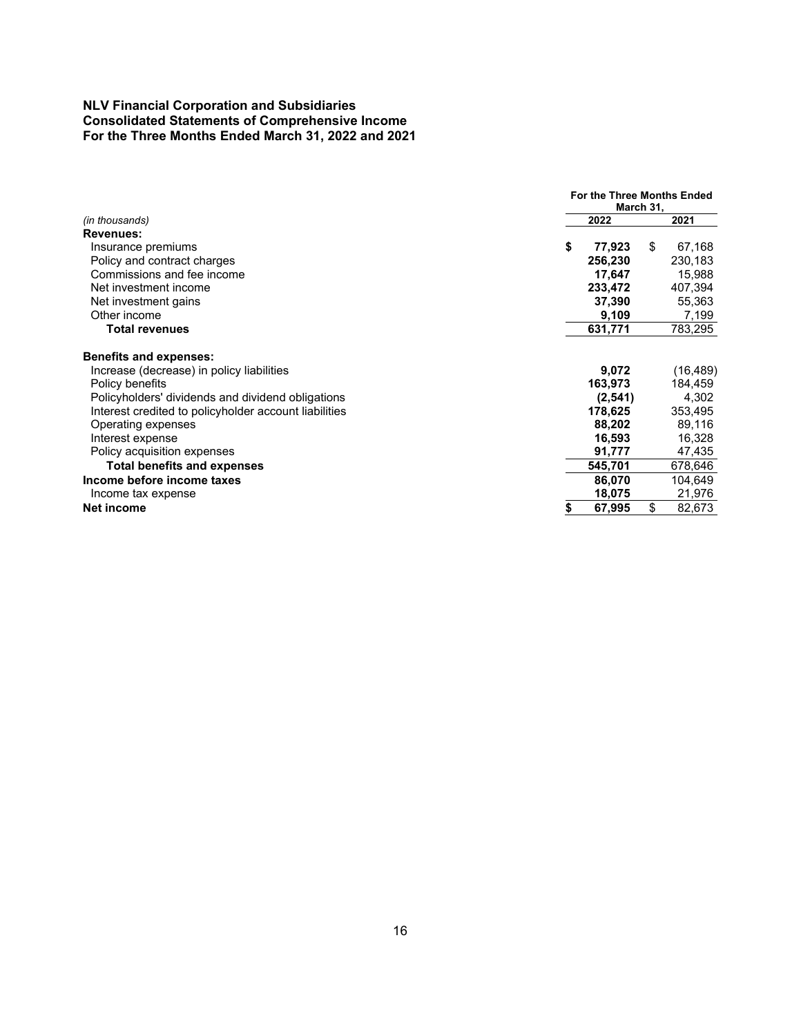**NLV Financial Corporation and Subsidiaries**
**Consolidated Statements of Comprehensive Income**
**For the Three Months Ended March 31, 2022 and 2021**

| | For the Three Months Ended March 31, | |
|---|---|---|
| *(in thousands)* | **2022** | **2021** |
| **Revenues:** | | |
| Insurance premiums | **$ 77,923** | $ 67,168 |
| Policy and contract charges | **256,230** | 230,183 |
| Commissions and fee income | **17,647** | 15,988 |
| Net investment income | **233,472** | 407,394 |
| Net investment gains | **37,390** | 55,363 |
| Other income | **9,109** | 7,199 |
| **Total revenues** | **631,771** | 783,295 |
| **Benefits and expenses:** | | |
| Increase (decrease) in policy liabilities | **9,072** | (16,489) |
| Policy benefits | **163,973** | 184,459 |
| Policyholders' dividends and dividend obligations | **(2,541)** | 4,302 |
| Interest credited to policyholder account liabilities | **178,625** | 353,495 |
| Operating expenses | **88,202** | 89,116 |
| Interest expense | **16,593** | 16,328 |
| Policy acquisition expenses | **91,777** | 47,435 |
| **Total benefits and expenses** | **545,701** | 678,646 |
| **Income before income taxes** | **86,070** | 104,649 |
| Income tax expense | **18,075** | 21,976 |
| **Net income** | **$ 67,995** | $ 82,673 |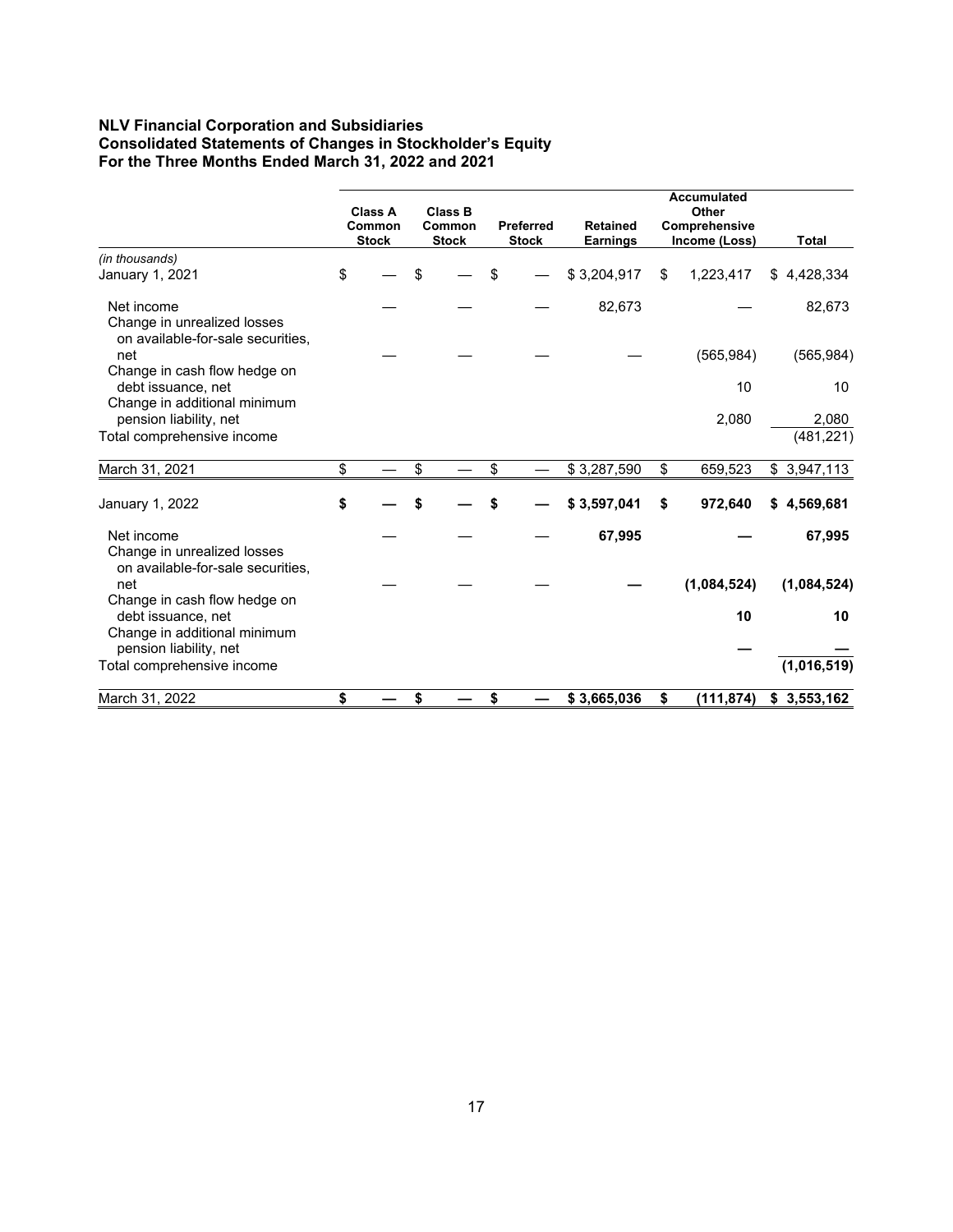**NLV Financial Corporation and Subsidiaries**
**Consolidated Statements of Changes in Stockholder's Equity**
**For the Three Months Ended March 31, 2022 and 2021**

| | Class A Common Stock | Class B Common Stock | Preferred Stock | Retained Earnings | Accumulated Other Comprehensive Income (Loss) | Total |
|---|---|---|---|---|---|---|
| *(in thousands)* | | | | | | |
| January 1, 2021 | $ — | $ — | $ — | $ 3,204,917 | $ 1,223,417 | $ 4,428,334 |
| Net income | — | — | — | 82,673 | — | 82,673 |
| Change in unrealized losses on available-for-sale securities, net | — | — | — | — | (565,984) | (565,984) |
| Change in cash flow hedge on debt issuance, net | | | | | 10 | 10 |
| Change in additional minimum pension liability, net | | | | | 2,080 | 2,080 |
| Total comprehensive income | | | | | | (481,221) |
| March 31, 2021 | $ — | $ — | $ — | $ 3,287,590 | $ 659,523 | $ 3,947,113 |
| **January 1, 2022** | **$ —** | **$ —** | **$ —** | **$ 3,597,041** | **$ 972,640** | **$ 4,569,681** |
| Net income | — | — | — | **67,995** | **—** | **67,995** |
| Change in unrealized losses on available-for-sale securities, net | — | — | — | **—** | **(1,084,524)** | **(1,084,524)** |
| Change in cash flow hedge on debt issuance, net | | | | | **10** | **10** |
| Change in additional minimum pension liability, net | | | | | **—** | **—** |
| Total comprehensive income | | | | | | **(1,016,519)** |
| March 31, 2022 | **$ —** | **$ —** | **$ —** | **$ 3,665,036** | **$ (111,874)** | **$ 3,553,162** |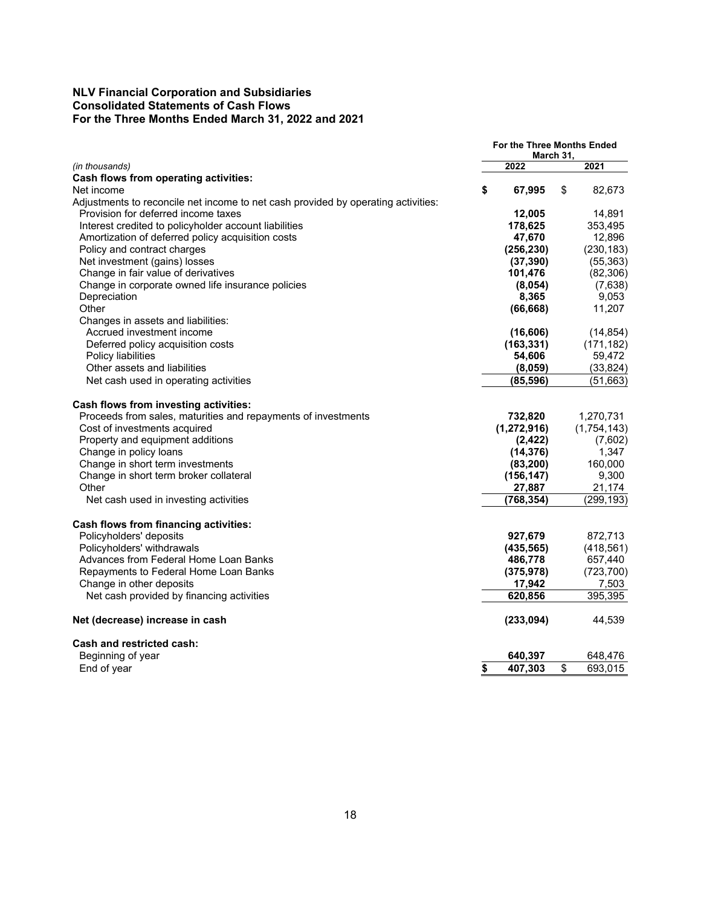**NLV Financial Corporation and Subsidiaries**
**Consolidated Statements of Cash Flows**
**For the Three Months Ended March 31, 2022 and 2021**

| | For the Three Months Ended March 31, | |
|---|---|---|
| *(in thousands)* | **2022** | **2021** |
| **Cash flows from operating activities:** | | |
| Net income | **$ 67,995** | $ 82,673 |
| Adjustments to reconcile net income to net cash provided by operating activities: | | |
| Provision for deferred income taxes | **12,005** | 14,891 |
| Interest credited to policyholder account liabilities | **178,625** | 353,495 |
| Amortization of deferred policy acquisition costs | **47,670** | 12,896 |
| Policy and contract charges | **(256,230)** | (230,183) |
| Net investment (gains) losses | **(37,390)** | (55,363) |
| Change in fair value of derivatives | **101,476** | (82,306) |
| Change in corporate owned life insurance policies | **(8,054)** | (7,638) |
| Depreciation | **8,365** | 9,053 |
| Other | **(66,668)** | 11,207 |
| Changes in assets and liabilities: | | |
| Accrued investment income | **(16,606)** | (14,854) |
| Deferred policy acquisition costs | **(163,331)** | (171,182) |
| Policy liabilities | **54,606** | 59,472 |
| Other assets and liabilities | **(8,059)** | (33,824) |
| Net cash used in operating activities | **(85,596)** | (51,663) |
| **Cash flows from investing activities:** | | |
| Proceeds from sales, maturities and repayments of investments | **732,820** | 1,270,731 |
| Cost of investments acquired | **(1,272,916)** | (1,754,143) |
| Property and equipment additions | **(2,422)** | (7,602) |
| Change in policy loans | **(14,376)** | 1,347 |
| Change in short term investments | **(83,200)** | 160,000 |
| Change in short term broker collateral | **(156,147)** | 9,300 |
| Other | **27,887** | 21,174 |
| Net cash used in investing activities | **(768,354)** | (299,193) |
| **Cash flows from financing activities:** | | |
| Policyholders' deposits | **927,679** | 872,713 |
| Policyholders' withdrawals | **(435,565)** | (418,561) |
| Advances from Federal Home Loan Banks | **486,778** | 657,440 |
| Repayments to Federal Home Loan Banks | **(375,978)** | (723,700) |
| Change in other deposits | **17,942** | 7,503 |
| Net cash provided by financing activities | **620,856** | 395,395 |
| **Net (decrease) increase in cash** | **(233,094)** | 44,539 |
| **Cash and restricted cash:** | | |
| Beginning of year | **640,397** | 648,476 |
| End of year | **$ 407,303** | $ 693,015 |